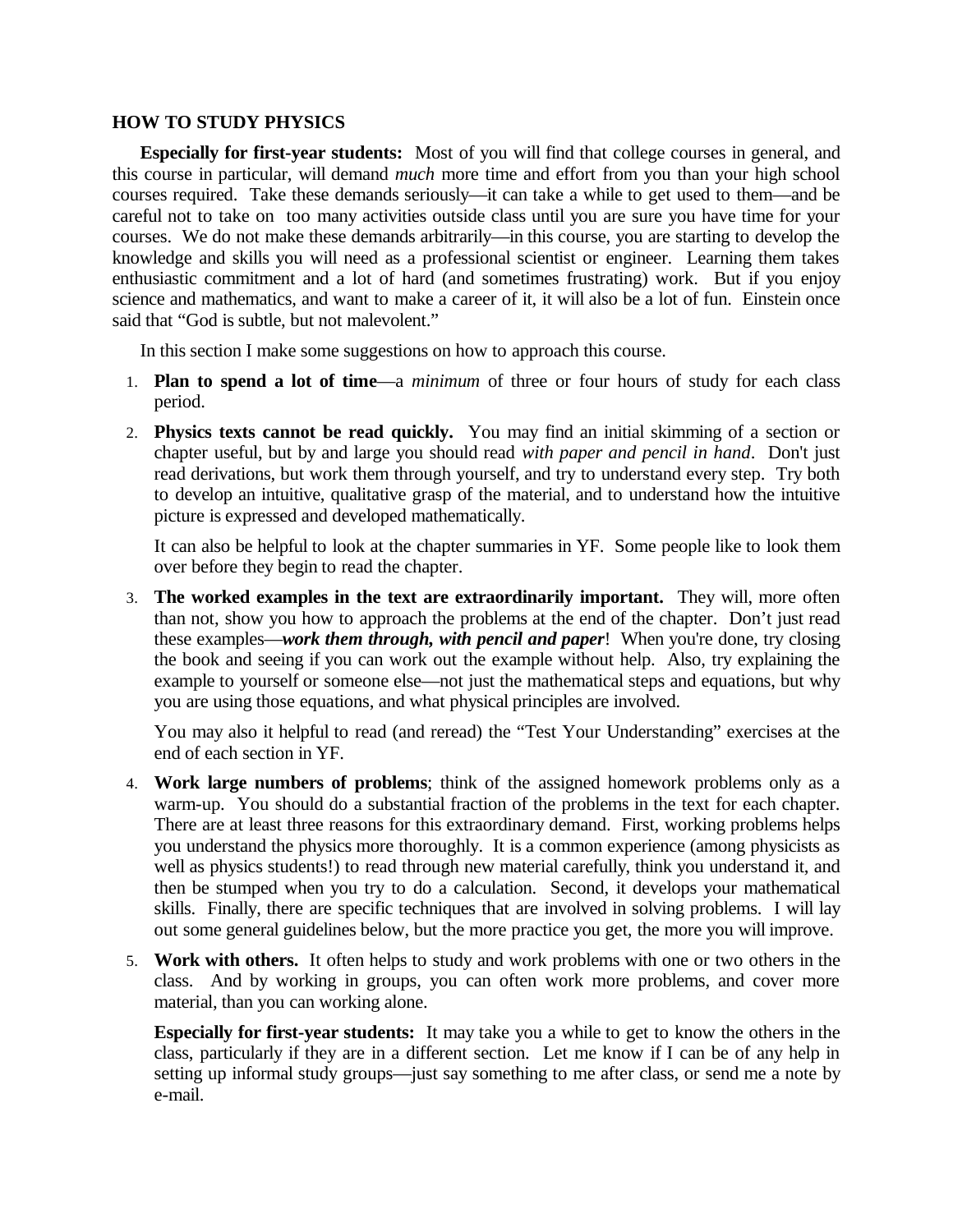# HOW TO STUDY PHYSICS

**Especially for first-year students:** Most of you will find that college courses in general, and this course in particular, will demand *much* more time and effort from you than your high school courses required. Take these demands seriously—it can take a while to get used to them—and be careful not to take on too many activities outside class until you are sure you have time for your courses. We do not make these demands arbitrarily—in this course, you are starting to develop the knowledge and skills you will need as a professional scientist or engineer. Learning them takes enthusiastic commitment and a lot of hard (and sometimes frustrating) work. But if you enjoy science and mathematics, and want to make a career of it, it will also be a lot of fun. Einstein once said that "God is subtle, but not malevolent."

In this section I make some suggestions on how to approach this course.

1. **Plan to spend a lot of time**—a *minimum* of three or four hours of study for each class period.

2. **Physics texts cannot be read quickly.** You may find an initial skimming of a section or chapter useful, but by and large you should read *with paper and pencil in hand*. Don't just read derivations, but work them through yourself, and try to understand every step. Try both to develop an intuitive, qualitative grasp of the material, and to understand how the intuitive picture is expressed and developed mathematically.

   It can also be helpful to look at the chapter summaries in YF. Some people like to look them over before they begin to read the chapter.

3. **The worked examples in the text are extraordinarily important.** They will, more often than not, show you how to approach the problems at the end of the chapter. Don't just read these examples—***work them through, with pencil and paper***! When you're done, try closing the book and seeing if you can work out the example without help. Also, try explaining the example to yourself or someone else—not just the mathematical steps and equations, but why you are using those equations, and what physical principles are involved.

   You may also it helpful to read (and reread) the "Test Your Understanding" exercises at the end of each section in YF.

4. **Work large numbers of problems**; think of the assigned homework problems only as a warm-up. You should do a substantial fraction of the problems in the text for each chapter. There are at least three reasons for this extraordinary demand. First, working problems helps you understand the physics more thoroughly. It is a common experience (among physicists as well as physics students!) to read through new material carefully, think you understand it, and then be stumped when you try to do a calculation. Second, it develops your mathematical skills. Finally, there are specific techniques that are involved in solving problems. I will lay out some general guidelines below, but the more practice you get, the more you will improve.

5. **Work with others.** It often helps to study and work problems with one or two others in the class. And by working in groups, you can often work more problems, and cover more material, than you can working alone.

   **Especially for first-year students:** It may take you a while to get to know the others in the class, particularly if they are in a different section. Let me know if I can be of any help in setting up informal study groups—just say something to me after class, or send me a note by e-mail.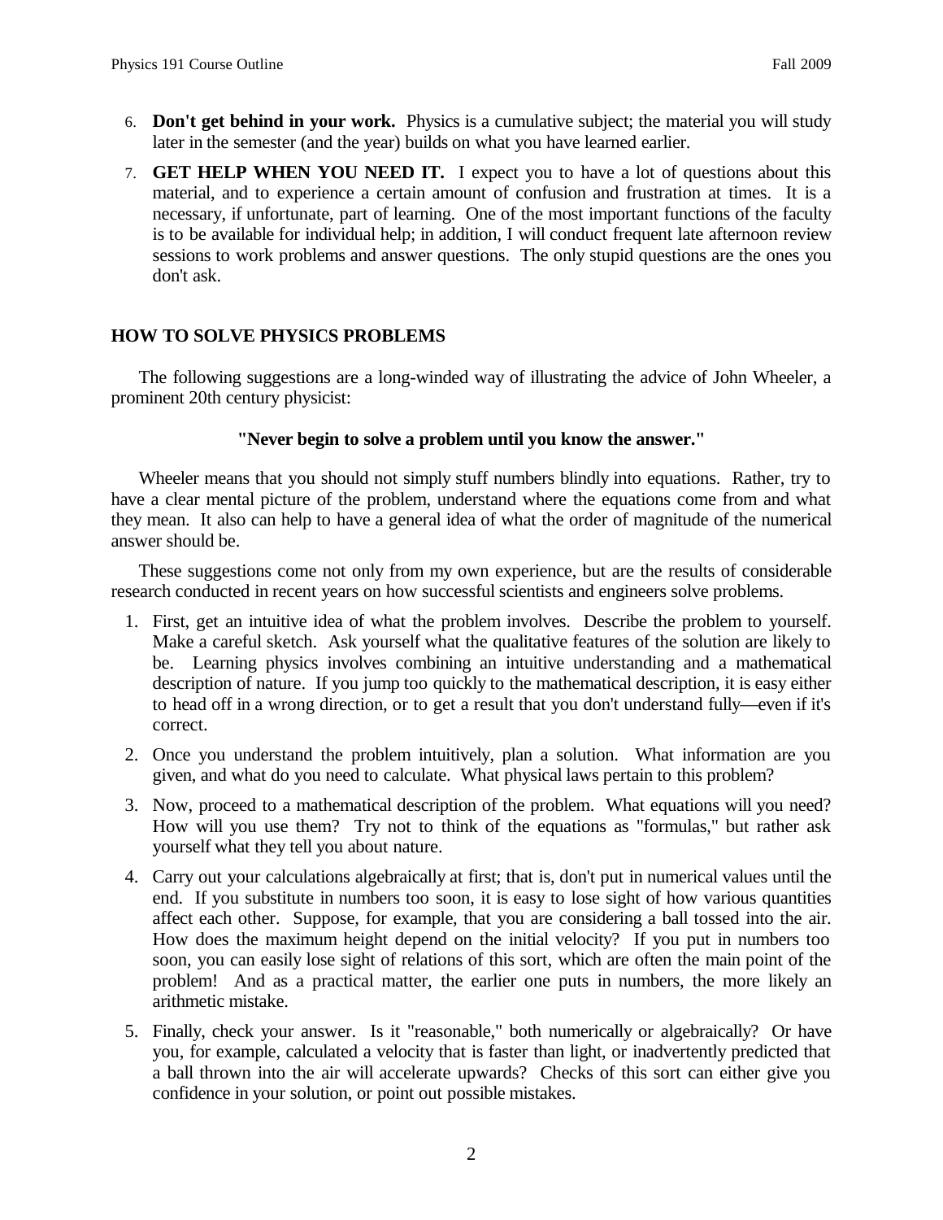6. **Don't get behind in your work.** Physics is a cumulative subject; the material you will study later in the semester (and the year) builds on what you have learned earlier.

7. **GET HELP WHEN YOU NEED IT.** I expect you to have a lot of questions about this material, and to experience a certain amount of confusion and frustration at times. It is a necessary, if unfortunate, part of learning. One of the most important functions of the faculty is to be available for individual help; in addition, I will conduct frequent late afternoon review sessions to work problems and answer questions. The only stupid questions are the ones you don't ask.

## HOW TO SOLVE PHYSICS PROBLEMS

The following suggestions are a long-winded way of illustrating the advice of John Wheeler, a prominent 20th century physicist:

**"Never begin to solve a problem until you know the answer."**

Wheeler means that you should not simply stuff numbers blindly into equations. Rather, try to have a clear mental picture of the problem, understand where the equations come from and what they mean. It also can help to have a general idea of what the order of magnitude of the numerical answer should be.

These suggestions come not only from my own experience, but are the results of considerable research conducted in recent years on how successful scientists and engineers solve problems.

1. First, get an intuitive idea of what the problem involves. Describe the problem to yourself. Make a careful sketch. Ask yourself what the qualitative features of the solution are likely to be. Learning physics involves combining an intuitive understanding and a mathematical description of nature. If you jump too quickly to the mathematical description, it is easy either to head off in a wrong direction, or to get a result that you don't understand fully—even if it's correct.

2. Once you understand the problem intuitively, plan a solution. What information are you given, and what do you need to calculate. What physical laws pertain to this problem?

3. Now, proceed to a mathematical description of the problem. What equations will you need? How will you use them? Try not to think of the equations as "formulas," but rather ask yourself what they tell you about nature.

4. Carry out your calculations algebraically at first; that is, don't put in numerical values until the end. If you substitute in numbers too soon, it is easy to lose sight of how various quantities affect each other. Suppose, for example, that you are considering a ball tossed into the air. How does the maximum height depend on the initial velocity? If you put in numbers too soon, you can easily lose sight of relations of this sort, which are often the main point of the problem! And as a practical matter, the earlier one puts in numbers, the more likely an arithmetic mistake.

5. Finally, check your answer. Is it "reasonable," both numerically or algebraically? Or have you, for example, calculated a velocity that is faster than light, or inadvertently predicted that a ball thrown into the air will accelerate upwards? Checks of this sort can either give you confidence in your solution, or point out possible mistakes.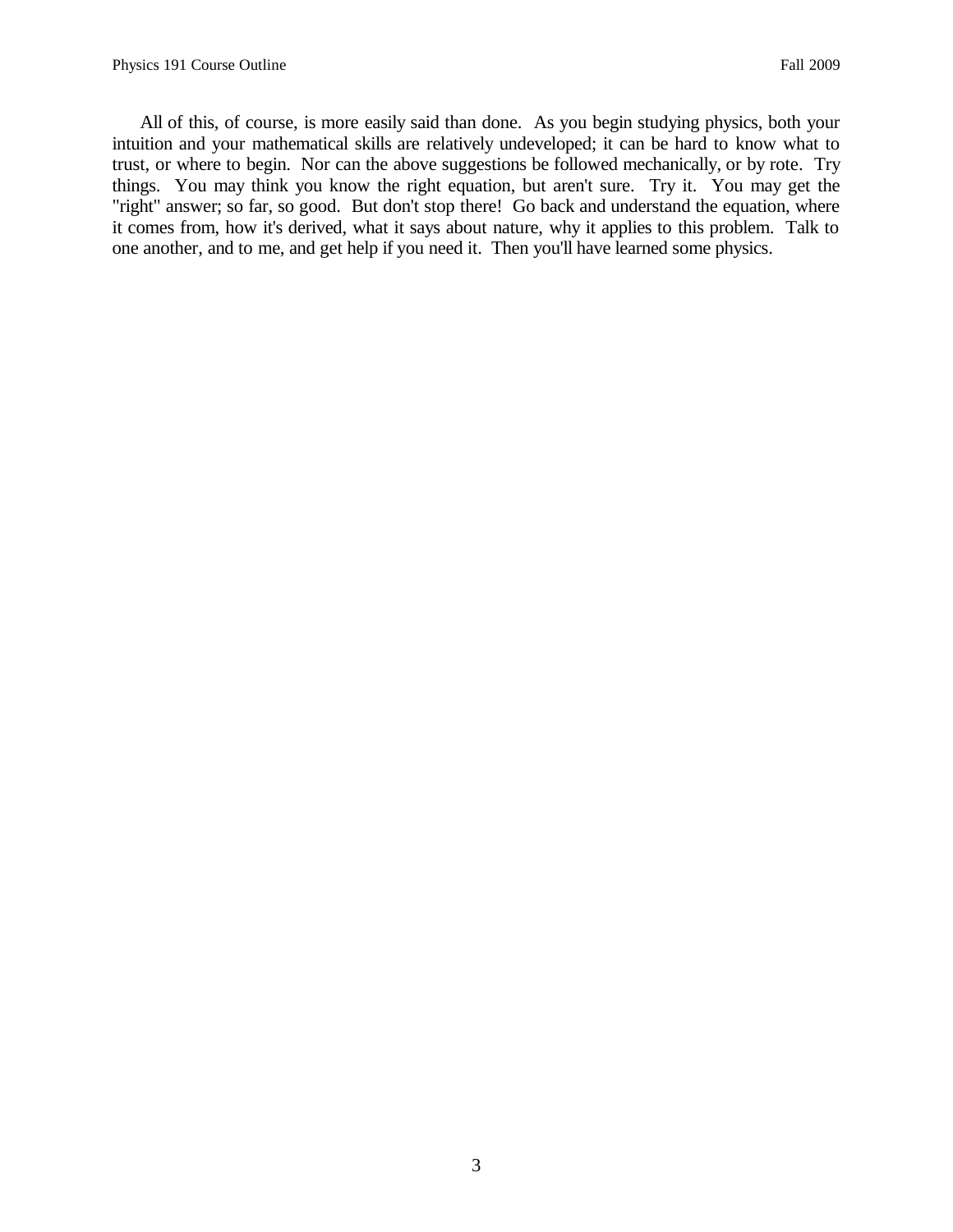All of this, of course, is more easily said than done. As you begin studying physics, both your intuition and your mathematical skills are relatively undeveloped; it can be hard to know what to trust, or where to begin. Nor can the above suggestions be followed mechanically, or by rote. Try things. You may think you know the right equation, but aren't sure. Try it. You may get the "right" answer; so far, so good. But don't stop there! Go back and understand the equation, where it comes from, how it's derived, what it says about nature, why it applies to this problem. Talk to one another, and to me, and get help if you need it. Then you'll have learned some physics.